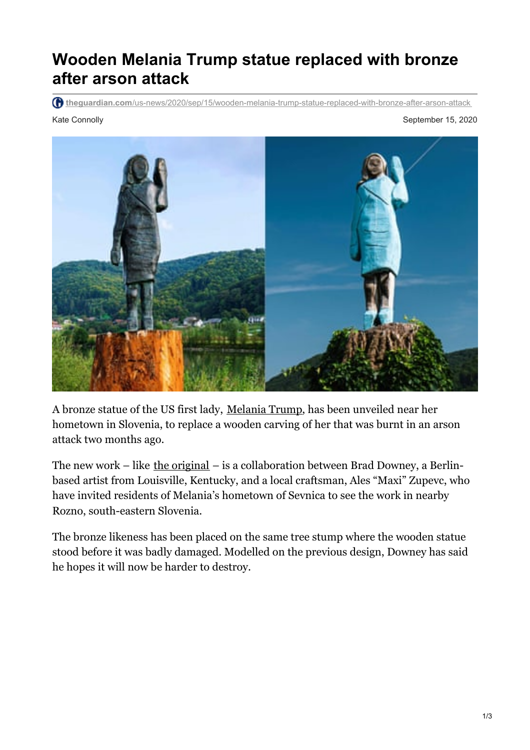# Wooden Melania Trump statue replaced with bronze after arson attack

theguardian.com/us-news/2020/sep/15/wooden-melania-trump-statue-replaced-with-bronze-after-arson-attack

Kate Connolly

September 15, 2020

A bronze statue of the US first lady, Melania Trump, has been unveiled near her hometown in Slovenia, to replace a wooden carving of her that was burnt in an arson attack two months ago.

The new work – like the original – is a collaboration between Brad Downey, a Berlin-based artist from Louisville, Kentucky, and a local craftsman, Ales "Maxi" Zupevc, who have invited residents of Melania's hometown of Sevnica to see the work in nearby Rozno, south-eastern Slovenia.

The bronze likeness has been placed on the same tree stump where the wooden statue stood before it was badly damaged. Modelled on the previous design, Downey has said he hopes it will now be harder to destroy.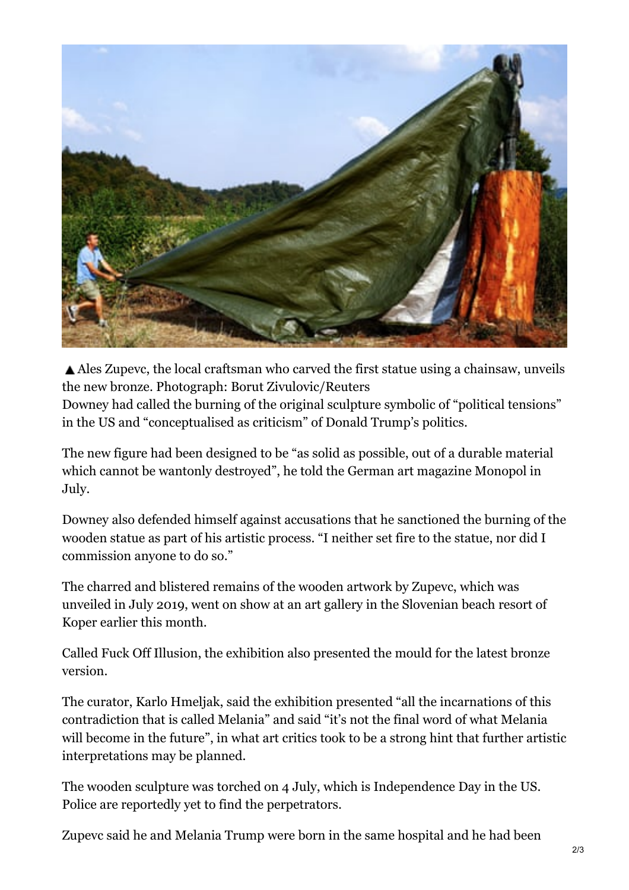▲ Ales Zupevc, the local craftsman who carved the first statue using a chainsaw, unveils the new bronze. Photograph: Borut Zivulovic/Reuters

Downey had called the burning of the original sculpture symbolic of “political tensions” in the US and “conceptualised as criticism” of Donald Trump’s politics.

The new figure had been designed to be “as solid as possible, out of a durable material which cannot be wantonly destroyed”, he told the German art magazine Monopol in July.

Downey also defended himself against accusations that he sanctioned the burning of the wooden statue as part of his artistic process. “I neither set fire to the statue, nor did I commission anyone to do so.”

The charred and blistered remains of the wooden artwork by Zupevc, which was unveiled in July 2019, went on show at an art gallery in the Slovenian beach resort of Koper earlier this month.

Called Fuck Off Illusion, the exhibition also presented the mould for the latest bronze version.

The curator, Karlo Hmeljak, said the exhibition presented “all the incarnations of this contradiction that is called Melania” and said “it’s not the final word of what Melania will become in the future”, in what art critics took to be a strong hint that further artistic interpretations may be planned.

The wooden sculpture was torched on 4 July, which is Independence Day in the US. Police are reportedly yet to find the perpetrators.

Zupevc said he and Melania Trump were born in the same hospital and he had been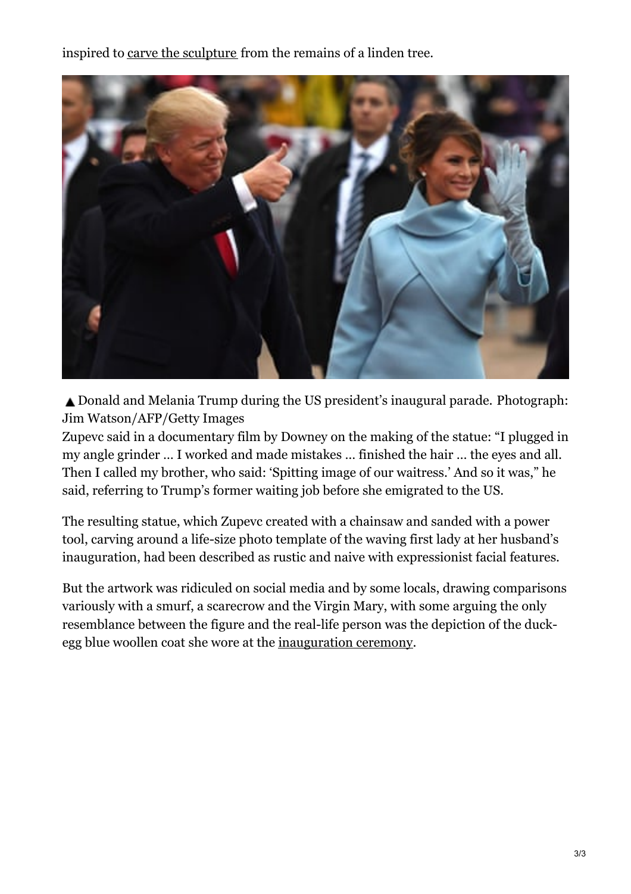inspired to carve the sculpture from the remains of a linden tree.

▲ Donald and Melania Trump during the US president's inaugural parade. Photograph: Jim Watson/AFP/Getty Images

Zupevc said in a documentary film by Downey on the making of the statue: "I plugged in my angle grinder … I worked and made mistakes … finished the hair … the eyes and all. Then I called my brother, who said: 'Spitting image of our waitress.' And so it was," he said, referring to Trump's former waiting job before she emigrated to the US.

The resulting statue, which Zupevc created with a chainsaw and sanded with a power tool, carving around a life-size photo template of the waving first lady at her husband's inauguration, had been described as rustic and naive with expressionist facial features.

But the artwork was ridiculed on social media and by some locals, drawing comparisons variously with a smurf, a scarecrow and the Virgin Mary, with some arguing the only resemblance between the figure and the real-life person was the depiction of the duck-egg blue woollen coat she wore at the inauguration ceremony.